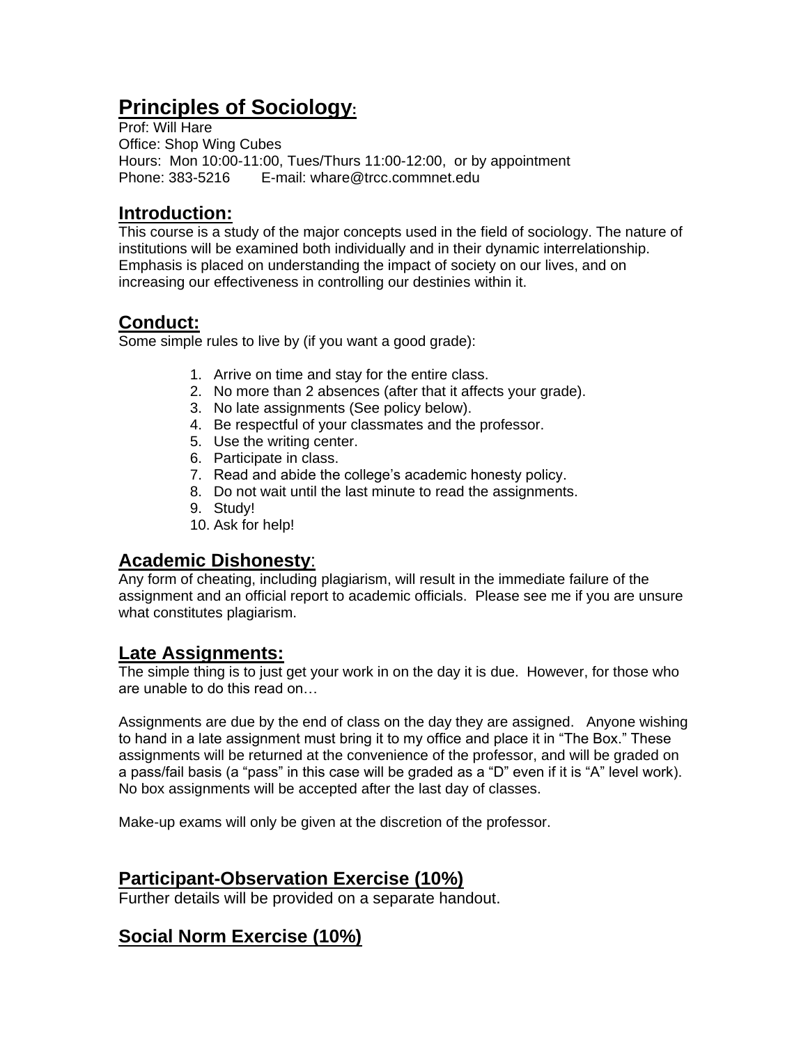# Principles of Sociology:

Prof: Will Hare
Office: Shop Wing Cubes
Hours: Mon 10:00-11:00, Tues/Thurs 11:00-12:00, or by appointment
Phone: 383-5216    E-mail: whare@trcc.commnet.edu

## Introduction:

This course is a study of the major concepts used in the field of sociology. The nature of institutions will be examined both individually and in their dynamic interrelationship. Emphasis is placed on understanding the impact of society on our lives, and on increasing our effectiveness in controlling our destinies within it.

## Conduct:

Some simple rules to live by (if you want a good grade):

1. Arrive on time and stay for the entire class.
2. No more than 2 absences (after that it affects your grade).
3. No late assignments (See policy below).
4. Be respectful of your classmates and the professor.
5. Use the writing center.
6. Participate in class.
7. Read and abide the college's academic honesty policy.
8. Do not wait until the last minute to read the assignments.
9. Study!
10. Ask for help!

## Academic Dishonesty:

Any form of cheating, including plagiarism, will result in the immediate failure of the assignment and an official report to academic officials. Please see me if you are unsure what constitutes plagiarism.

## Late Assignments:

The simple thing is to just get your work in on the day it is due. However, for those who are unable to do this read on…

Assignments are due by the end of class on the day they are assigned. Anyone wishing to hand in a late assignment must bring it to my office and place it in "The Box." These assignments will be returned at the convenience of the professor, and will be graded on a pass/fail basis (a "pass" in this case will be graded as a "D" even if it is "A" level work). No box assignments will be accepted after the last day of classes.

Make-up exams will only be given at the discretion of the professor.

## Participant-Observation Exercise (10%)

Further details will be provided on a separate handout.

## Social Norm Exercise (10%)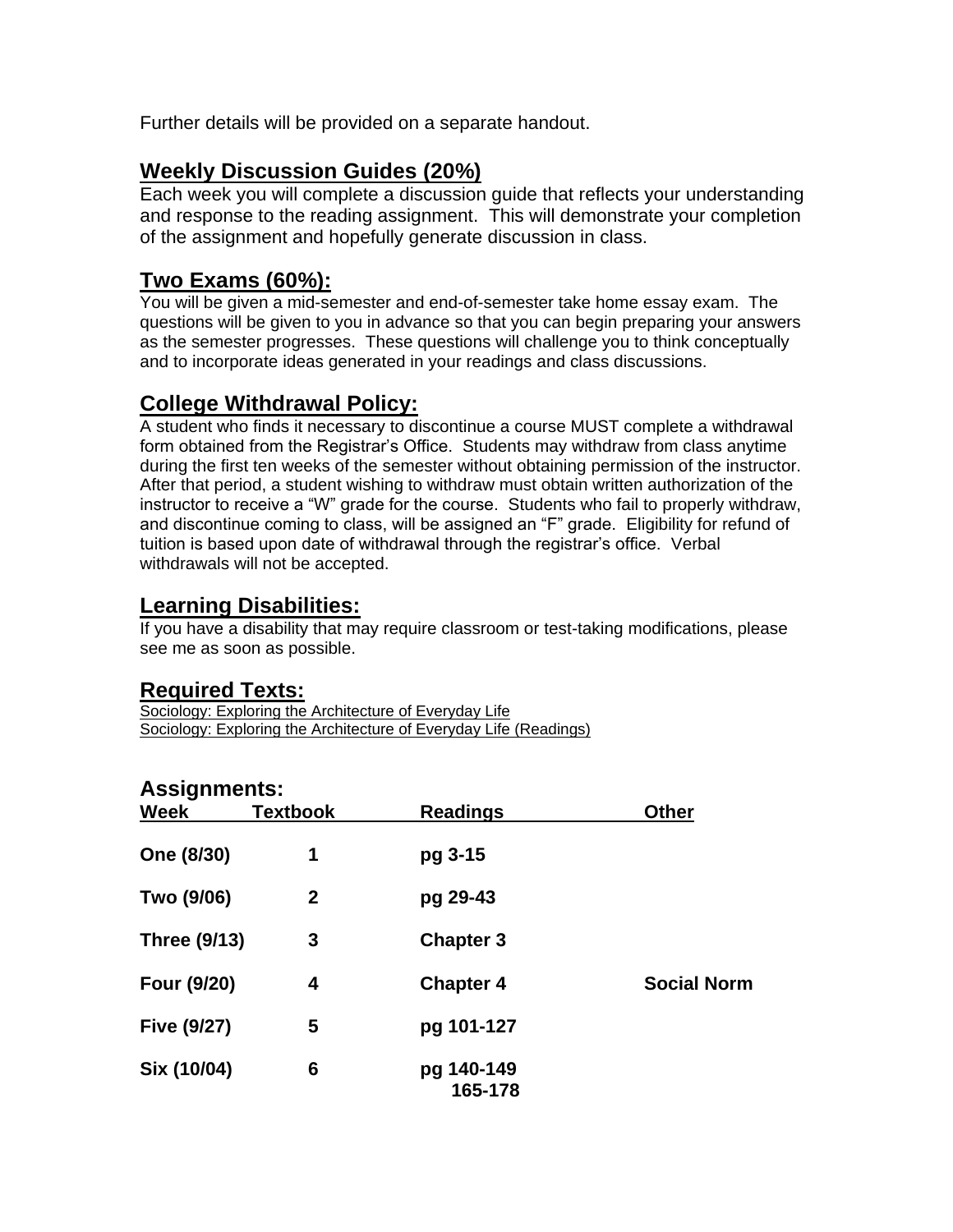Further details will be provided on a separate handout.

## Weekly Discussion Guides (20%)

Each week you will complete a discussion guide that reflects your understanding and response to the reading assignment. This will demonstrate your completion of the assignment and hopefully generate discussion in class.

## Two Exams (60%):

You will be given a mid-semester and end-of-semester take home essay exam. The questions will be given to you in advance so that you can begin preparing your answers as the semester progresses. These questions will challenge you to think conceptually and to incorporate ideas generated in your readings and class discussions.

## College Withdrawal Policy:

A student who finds it necessary to discontinue a course MUST complete a withdrawal form obtained from the Registrar's Office. Students may withdraw from class anytime during the first ten weeks of the semester without obtaining permission of the instructor. After that period, a student wishing to withdraw must obtain written authorization of the instructor to receive a "W" grade for the course. Students who fail to properly withdraw, and discontinue coming to class, will be assigned an "F" grade. Eligibility for refund of tuition is based upon date of withdrawal through the registrar's office. Verbal withdrawals will not be accepted.

## Learning Disabilities:

If you have a disability that may require classroom or test-taking modifications, please see me as soon as possible.

## Required Texts:

Sociology: Exploring the Architecture of Everyday Life
Sociology: Exploring the Architecture of Everyday Life (Readings)

## Assignments:

| Week | Textbook | Readings | Other |
|---|---|---|---|
| One (8/30) | 1 | pg 3-15 | |
| Two (9/06) | 2 | pg 29-43 | |
| Three (9/13) | 3 | Chapter 3 | |
| Four (9/20) | 4 | Chapter 4 | Social Norm |
| Five (9/27) | 5 | pg 101-127 | |
| Six (10/04) | 6 | pg 140-149<br>165-178 | |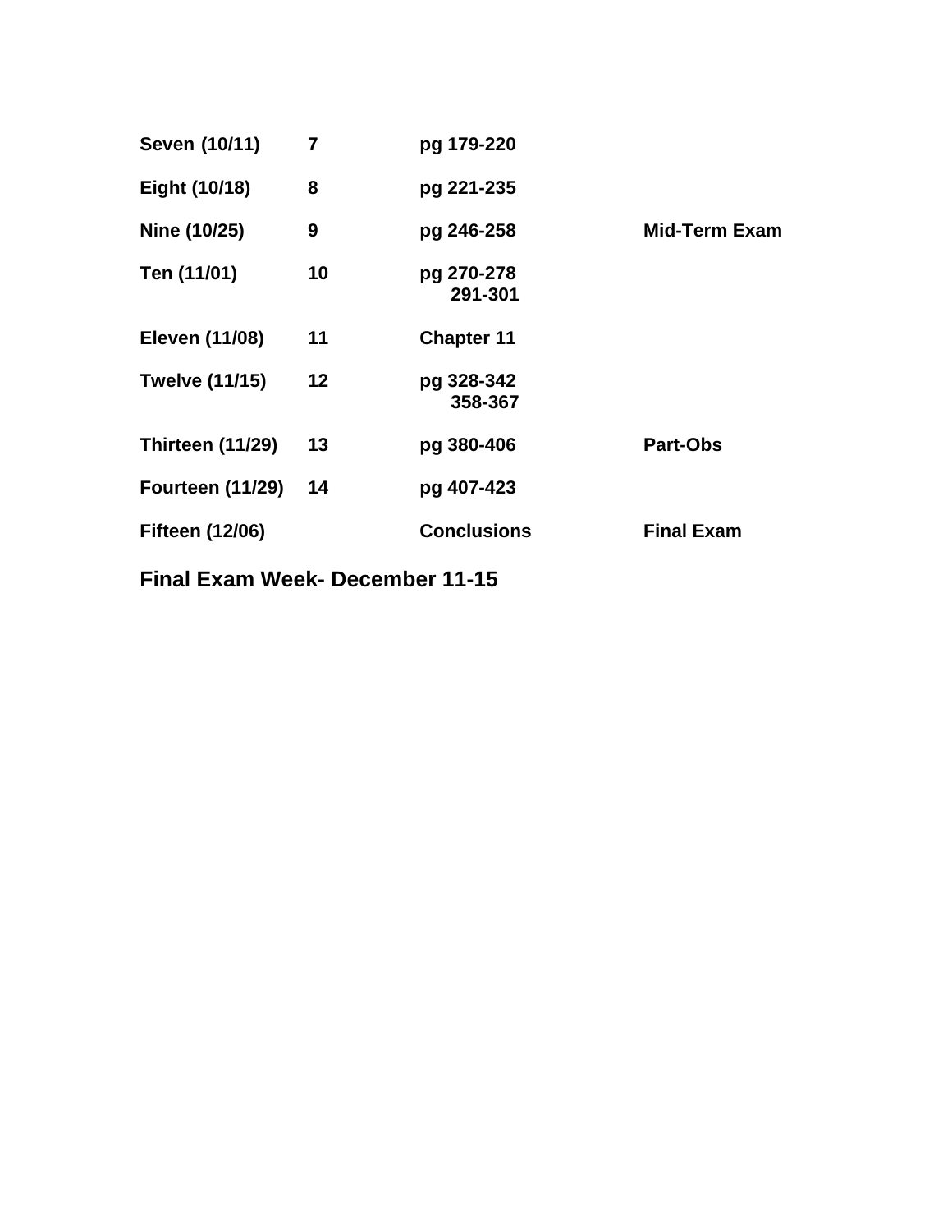| | | | |
|---|---|---|---|
| **Seven (10/11)** | **7** | **pg 179-220** | |
| **Eight (10/18)** | **8** | **pg 221-235** | |
| **Nine (10/25)** | **9** | **pg 246-258** | **Mid-Term Exam** |
| **Ten (11/01)** | **10** | **pg 270-278 291-301** | |
| **Eleven (11/08)** | **11** | **Chapter 11** | |
| **Twelve (11/15)** | **12** | **pg 328-342 358-367** | |
| **Thirteen (11/29)** | **13** | **pg 380-406** | **Part-Obs** |
| **Fourteen (11/29)** | **14** | **pg 407-423** | |
| **Fifteen (12/06)** | | **Conclusions** | **Final Exam** |

**Final Exam Week- December 11-15**